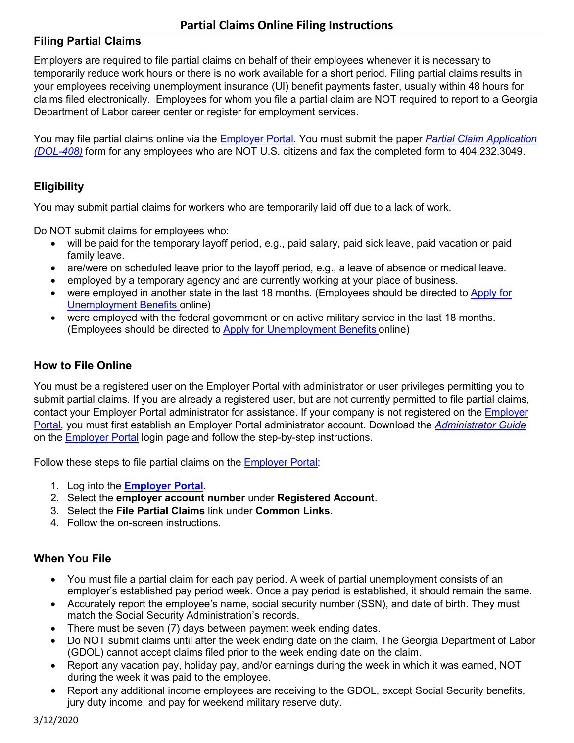# Partial Claims Online Filing Instructions

## Filing Partial Claims

Employers are required to file partial claims on behalf of their employees whenever it is necessary to temporarily reduce work hours or there is no work available for a short period. Filing partial claims results in your employees receiving unemployment insurance (UI) benefit payments faster, usually within 48 hours for claims filed electronically. Employees for whom you file a partial claim are NOT required to report to a Georgia Department of Labor career center or register for employment services.

You may file partial claims online via the Employer Portal. You must submit the paper *Partial Claim Application (DOL-408)* form for any employees who are NOT U.S. citizens and fax the completed form to 404.232.3049.

## Eligibility

You may submit partial claims for workers who are temporarily laid off due to a lack of work.

Do NOT submit claims for employees who:

- will be paid for the temporary layoff period, e.g., paid salary, paid sick leave, paid vacation or paid family leave.
- are/were on scheduled leave prior to the layoff period, e.g., a leave of absence or medical leave.
- employed by a temporary agency and are currently working at your place of business.
- were employed in another state in the last 18 months. (Employees should be directed to Apply for Unemployment Benefits online)
- were employed with the federal government or on active military service in the last 18 months. (Employees should be directed to Apply for Unemployment Benefits online)

## How to File Online

You must be a registered user on the Employer Portal with administrator or user privileges permitting you to submit partial claims. If you are already a registered user, but are not currently permitted to file partial claims, contact your Employer Portal administrator for assistance. If your company is not registered on the Employer Portal, you must first establish an Employer Portal administrator account. Download the *Administrator Guide* on the Employer Portal login page and follow the step-by-step instructions.

Follow these steps to file partial claims on the Employer Portal:

1. Log into the **Employer Portal.**
2. Select the **employer account number** under **Registered Account**.
3. Select the **File Partial Claims** link under **Common Links.**
4. Follow the on-screen instructions.

## When You File

- You must file a partial claim for each pay period. A week of partial unemployment consists of an employer's established pay period week. Once a pay period is established, it should remain the same.
- Accurately report the employee's name, social security number (SSN), and date of birth. They must match the Social Security Administration's records.
- There must be seven (7) days between payment week ending dates.
- Do NOT submit claims until after the week ending date on the claim. The Georgia Department of Labor (GDOL) cannot accept claims filed prior to the week ending date on the claim.
- Report any vacation pay, holiday pay, and/or earnings during the week in which it was earned, NOT during the week it was paid to the employee.
- Report any additional income employees are receiving to the GDOL, except Social Security benefits, jury duty income, and pay for weekend military reserve duty.

3/12/2020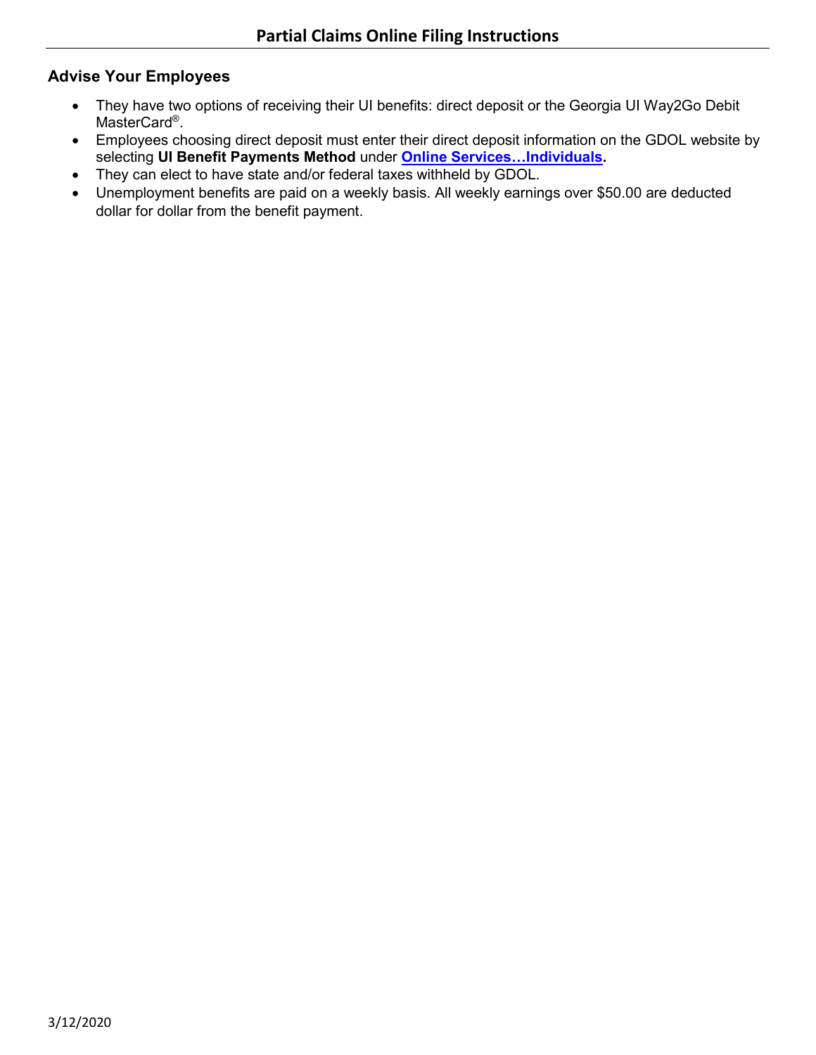### Advise Your Employees

- They have two options of receiving their UI benefits: direct deposit or the Georgia UI Way2Go Debit MasterCard®.
- Employees choosing direct deposit must enter their direct deposit information on the GDOL website by selecting **UI Benefit Payments Method** under **Online Services…Individuals.**
- They can elect to have state and/or federal taxes withheld by GDOL.
- Unemployment benefits are paid on a weekly basis. All weekly earnings over $50.00 are deducted dollar for dollar from the benefit payment.